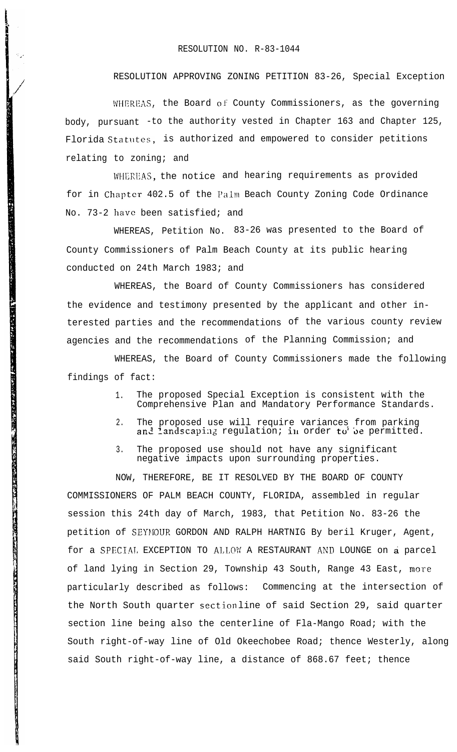RESOLUTION NO. R-83-1044

RESOLUTION APPROVING ZONING PETITION 83-26, Special Exception

WHEREAS, the Board of County Commissioners, as the governing body, pursuant -to the authority vested in Chapter 163 and Chapter 125, Florida Statutes, is authorized and empowered to consider petitions relating to zoning; and

WHEREAS, the notice and hearing requirements as provided for in Chapter 402.5 of the Palm Beach County Zoning Code Ordinance No. 73-2 have been satisfied; and

WHEREAS, Petition No. 83-26 was presented to the Board of County Commissioners of Palm Beach County at its public hearing conducted on 24th March 1983; and

WHEREAS, the Board of County Commissioners has considered the evidence and testimony presented by the applicant and other interested parties and the recommendations of the various county review agencies and the recommendations of the Planning Commission; and

WHEREAS, the Board of County Commissioners made the following findings of fact:

1. The proposed Special Exception is consistent with the Comprehensive Plan and Mandatory Performance Standards.
2. The proposed use will require variances from parking and landscaping regulation; in order to be permitted.
3. The proposed use should not have any significant negative impacts upon surrounding properties.

NOW, THEREFORE, BE IT RESOLVED BY THE BOARD OF COUNTY COMMISSIONERS OF PALM BEACH COUNTY, FLORIDA, assembled in regular session this 24th day of March, 1983, that Petition No. 83-26 the petition of SEYMOUR GORDON AND RALPH HARTNIG By beril Kruger, Agent, for a SPECIAL EXCEPTION TO ALLOW A RESTAURANT AND LOUNGE on a parcel of land lying in Section 29, Township 43 South, Range 43 East, more particularly described as follows: Commencing at the intersection of the North South quarter section line of said Section 29, said quarter section line being also the centerline of Fla-Mango Road; with the South right-of-way line of Old Okeechobee Road; thence Westerly, along said South right-of-way line, a distance of 868.67 feet; thence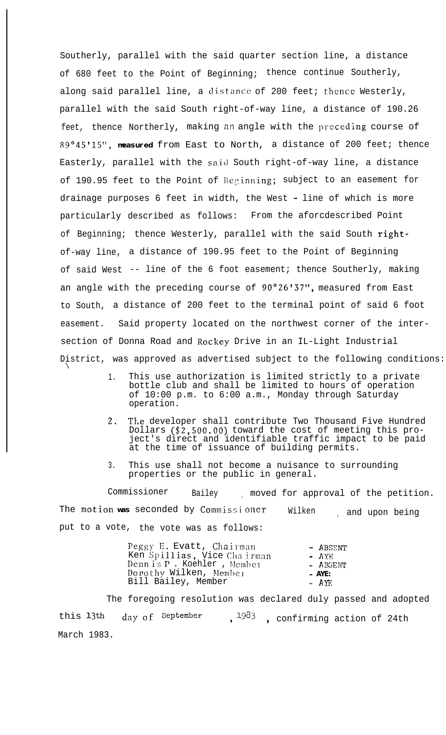Southerly, parallel with the said quarter section line, a distance of 680 feet to the Point of Beginning; thence continue Southerly, along said parallel line, a distance of 200 feet; thence Westerly, parallel with the said South right-of-way line, a distance of 190.26 feet, thence Northerly, making an angle with the preceding course of 89°45'15", **measured** from East to North, a distance of 200 feet; thence Easterly, parallel with the said South right-of-way line, a distance of 190.95 feet to the Point of Beginning; subject to an easement for drainage purposes 6 feet in width, the West - line of which is more particularly described as follows: From the aforcdescribed Point of Beginning; thence Westerly, parallel with the said South right-of-way line, a distance of 190.95 feet to the Point of Beginning of said West -- line of the 6 foot easement; thence Southerly, making an angle with the preceding course of 90°26'37", measured from East to South, a distance of 200 feet to the terminal point of said 6 foot easement. Said property located on the northwest corner of the intersection of Donna Road and Rockey Drive in an IL-Light Industrial District, was approved as advertised subject to the following conditions:

1. This use authorization is limited strictly to a private bottle club and shall be limited to hours of operation of 10:00 p.m. to 6:00 a.m., Monday through Saturday operation.

2. The developer shall contribute Two Thousand Five Hundred Dollars ($2,500.00) toward the cost of meeting this project's direct and identifiable traffic impact to be paid at the time of issuance of building permits.

3. This use shall not become a nuisance to surrounding properties or the public in general.

Commissioner Bailey, moved for approval of the petition. The motion **was** seconded by Commissioner Wilken, and upon being put to a vote, the vote was as follows:

| | |
|---|---|
| Peggy E. Evatt, Chairman | - ABSENT |
| Ken Spillias, Vice Chairman | - AYE |
| Dennis P. Koehler, Member | - ABSENT |
| Dorothy Wilken, Member | - AYE |
| Bill Bailey, Member | - AYE |

The foregoing resolution was declared duly passed and adopted this 13th day of September, 1983, confirming action of 24th March 1983.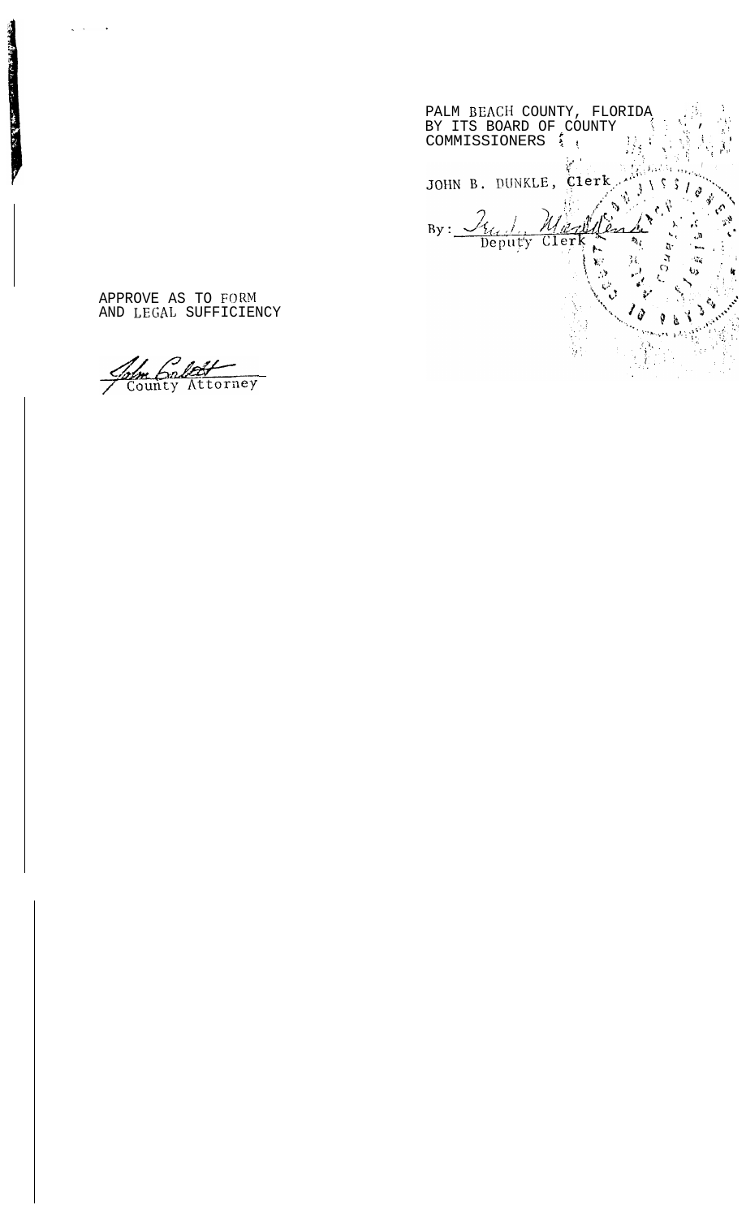PALM BEACH COUNTY, FLORIDA
BY ITS BOARD OF COUNTY
COMMISSIONERS

JOHN B. DUNKLE, Clerk

By: ______________________
Deputy Clerk

APPROVE AS TO FORM
AND LEGAL SUFFICIENCY

______________________
County Attorney